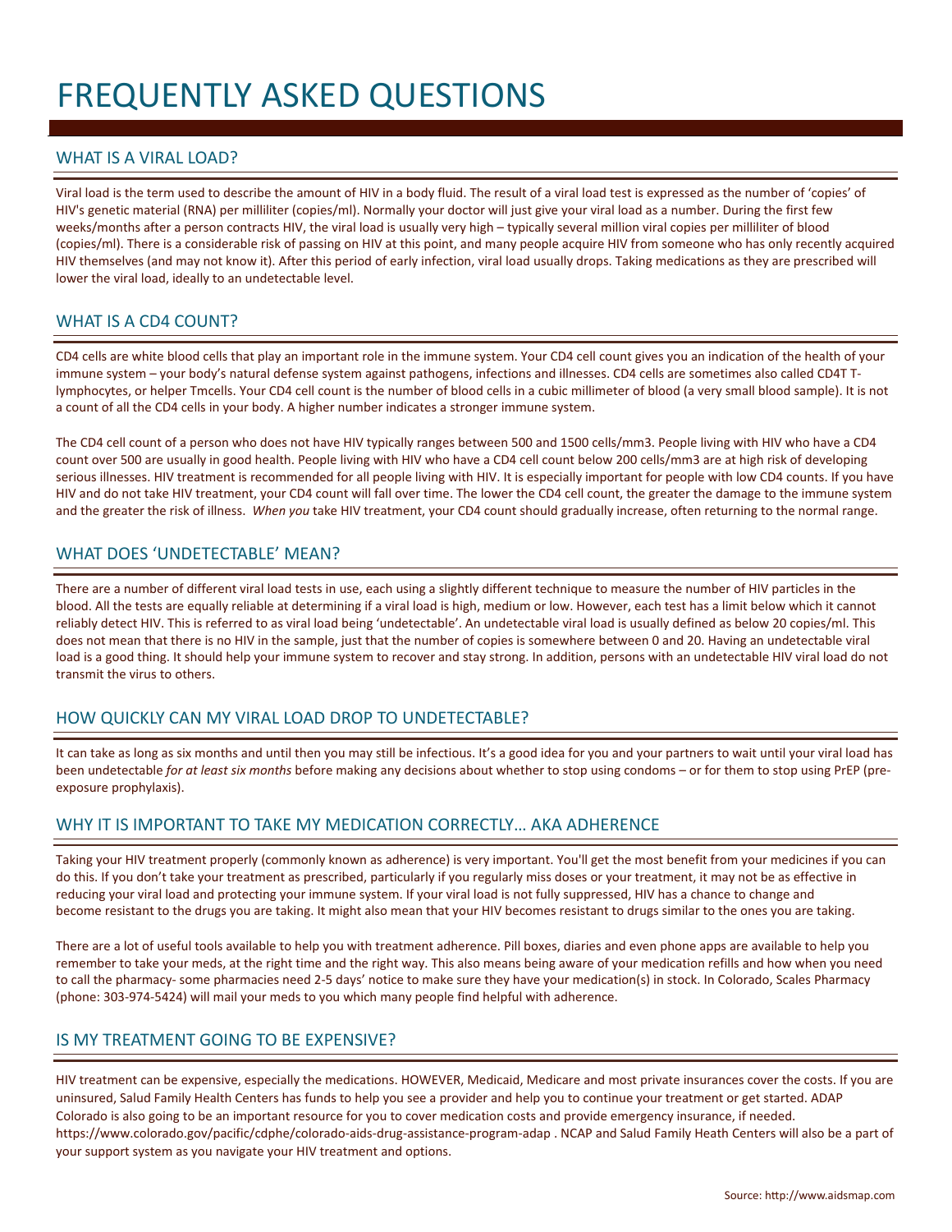# FREQUENTLY ASKED QUESTIONS

## WHAT IS A VIRAL LOAD?

Viral load is the term used to describe the amount of HIV in a body fluid. The result of a viral load test is expressed as the number of 'copies' of HIV's genetic material (RNA) per milliliter (copies/ml). Normally your doctor will just give your viral load as a number. During the first few weeks/months after a person contracts HIV, the viral load is usually very high – typically several million viral copies per milliliter of blood (copies/ml). There is a considerable risk of passing on HIV at this point, and many people acquire HIV from someone who has only recently acquired HIV themselves (and may not know it). After this period of early infection, viral load usually drops. Taking medications as they are prescribed will lower the viral load, ideally to an undetectable level.

## WHAT IS A CD4 COUNT?

CD4 cells are white blood cells that play an important role in the immune system. Your CD4 cell count gives you an indication of the health of your immune system – your body's natural defense system against pathogens, infections and illnesses. CD4 cells are sometimes also called CD4T T-lymphocytes, or helper Tmcells. Your CD4 cell count is the number of blood cells in a cubic millimeter of blood (a very small blood sample). It is not a count of all the CD4 cells in your body. A higher number indicates a stronger immune system.

The CD4 cell count of a person who does not have HIV typically ranges between 500 and 1500 cells/mm3. People living with HIV who have a CD4 count over 500 are usually in good health. People living with HIV who have a CD4 cell count below 200 cells/mm3 are at high risk of developing serious illnesses. HIV treatment is recommended for all people living with HIV. It is especially important for people with low CD4 counts. If you have HIV and do not take HIV treatment, your CD4 count will fall over time. The lower the CD4 cell count, the greater the damage to the immune system and the greater the risk of illness. *When you* take HIV treatment, your CD4 count should gradually increase, often returning to the normal range.

## WHAT DOES 'UNDETECTABLE' MEAN?

There are a number of different viral load tests in use, each using a slightly different technique to measure the number of HIV particles in the blood. All the tests are equally reliable at determining if a viral load is high, medium or low. However, each test has a limit below which it cannot reliably detect HIV. This is referred to as viral load being 'undetectable'. An undetectable viral load is usually defined as below 20 copies/ml. This does not mean that there is no HIV in the sample, just that the number of copies is somewhere between 0 and 20. Having an undetectable viral load is a good thing. It should help your immune system to recover and stay strong. In addition, persons with an undetectable HIV viral load do not transmit the virus to others.

## HOW QUICKLY CAN MY VIRAL LOAD DROP TO UNDETECTABLE?

It can take as long as six months and until then you may still be infectious. It's a good idea for you and your partners to wait until your viral load has been undetectable *for at least six months* before making any decisions about whether to stop using condoms – or for them to stop using PrEP (pre-exposure prophylaxis).

## WHY IT IS IMPORTANT TO TAKE MY MEDICATION CORRECTLY… AKA ADHERENCE

Taking your HIV treatment properly (commonly known as adherence) is very important. You'll get the most benefit from your medicines if you can do this. If you don't take your treatment as prescribed, particularly if you regularly miss doses or your treatment, it may not be as effective in reducing your viral load and protecting your immune system. If your viral load is not fully suppressed, HIV has a chance to change and become resistant to the drugs you are taking. It might also mean that your HIV becomes resistant to drugs similar to the ones you are taking.

There are a lot of useful tools available to help you with treatment adherence. Pill boxes, diaries and even phone apps are available to help you remember to take your meds, at the right time and the right way. This also means being aware of your medication refills and how when you need to call the pharmacy- some pharmacies need 2-5 days' notice to make sure they have your medication(s) in stock. In Colorado, Scales Pharmacy (phone: 303-974-5424) will mail your meds to you which many people find helpful with adherence.

## IS MY TREATMENT GOING TO BE EXPENSIVE?

HIV treatment can be expensive, especially the medications. HOWEVER, Medicaid, Medicare and most private insurances cover the costs. If you are uninsured, Salud Family Health Centers has funds to help you see a provider and help you to continue your treatment or get started. ADAP Colorado is also going to be an important resource for you to cover medication costs and provide emergency insurance, if needed. https://www.colorado.gov/pacific/cdphe/colorado-aids-drug-assistance-program-adap . NCAP and Salud Family Heath Centers will also be a part of your support system as you navigate your HIV treatment and options.

Source: http://www.aidsmap.com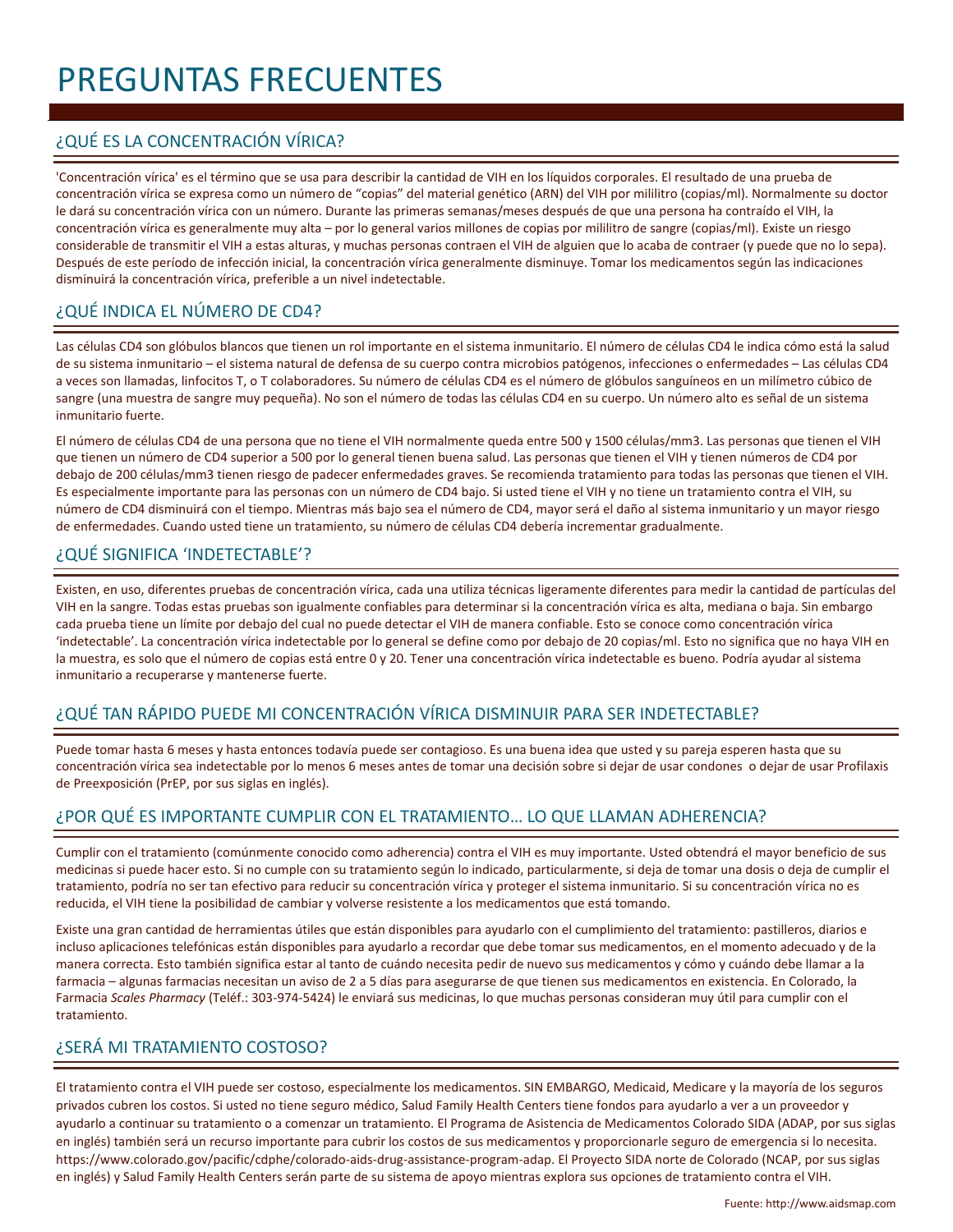# PREGUNTAS FRECUENTES

## ¿QUÉ ES LA CONCENTRACIÓN VÍRICA?

'Concentración vírica' es el término que se usa para describir la cantidad de VIH en los líquidos corporales. El resultado de una prueba de concentración vírica se expresa como un número de "copias" del material genético (ARN) del VIH por mililitro (copias/ml). Normalmente su doctor le dará su concentración vírica con un número. Durante las primeras semanas/meses después de que una persona ha contraído el VIH, la concentración vírica es generalmente muy alta – por lo general varios millones de copias por mililitro de sangre (copias/ml). Existe un riesgo considerable de transmitir el VIH a estas alturas, y muchas personas contraen el VIH de alguien que lo acaba de contraer (y puede que no lo sepa). Después de este período de infección inicial, la concentración vírica generalmente disminuye. Tomar los medicamentos según las indicaciones disminuirá la concentración vírica, preferible a un nivel indetectable.

## ¿QUÉ INDICA EL NÚMERO DE CD4?

Las células CD4 son glóbulos blancos que tienen un rol importante en el sistema inmunitario. El número de células CD4 le indica cómo está la salud de su sistema inmunitario – el sistema natural de defensa de su cuerpo contra microbios patógenos, infecciones o enfermedades – Las células CD4 a veces son llamadas, linfocitos T, o T colaboradores. Su número de células CD4 es el número de glóbulos sanguíneos en un milímetro cúbico de sangre (una muestra de sangre muy pequeña). No son el número de todas las células CD4 en su cuerpo. Un número alto es señal de un sistema inmunitario fuerte.

El número de células CD4 de una persona que no tiene el VIH normalmente queda entre 500 y 1500 células/mm3. Las personas que tienen el VIH que tienen un número de CD4 superior a 500 por lo general tienen buena salud. Las personas que tienen el VIH y tienen números de CD4 por debajo de 200 células/mm3 tienen riesgo de padecer enfermedades graves. Se recomienda tratamiento para todas las personas que tienen el VIH. Es especialmente importante para las personas con un número de CD4 bajo. Si usted tiene el VIH y no tiene un tratamiento contra el VIH, su número de CD4 disminuirá con el tiempo. Mientras más bajo sea el número de CD4, mayor será el daño al sistema inmunitario y un mayor riesgo de enfermedades. Cuando usted tiene un tratamiento, su número de células CD4 debería incrementar gradualmente.

## ¿QUÉ SIGNIFICA 'INDETECTABLE'?

Existen, en uso, diferentes pruebas de concentración vírica, cada una utiliza técnicas ligeramente diferentes para medir la cantidad de partículas del VIH en la sangre. Todas estas pruebas son igualmente confiables para determinar si la concentración vírica es alta, mediana o baja. Sin embargo cada prueba tiene un límite por debajo del cual no puede detectar el VIH de manera confiable. Esto se conoce como concentración vírica 'indetectable'. La concentración vírica indetectable por lo general se define como por debajo de 20 copias/ml. Esto no significa que no haya VIH en la muestra, es solo que el número de copias está entre 0 y 20. Tener una concentración vírica indetectable es bueno. Podría ayudar al sistema inmunitario a recuperarse y mantenerse fuerte.

## ¿QUÉ TAN RÁPIDO PUEDE MI CONCENTRACIÓN VÍRICA DISMINUIR PARA SER INDETECTABLE?

Puede tomar hasta 6 meses y hasta entonces todavía puede ser contagioso. Es una buena idea que usted y su pareja esperen hasta que su concentración vírica sea indetectable por lo menos 6 meses antes de tomar una decisión sobre si dejar de usar condones o dejar de usar Profilaxis de Preexposición (PrEP, por sus siglas en inglés).

## ¿POR QUÉ ES IMPORTANTE CUMPLIR CON EL TRATAMIENTO… LO QUE LLAMAN ADHERENCIA?

Cumplir con el tratamiento (comúnmente conocido como adherencia) contra el VIH es muy importante. Usted obtendrá el mayor beneficio de sus medicinas si puede hacer esto. Si no cumple con su tratamiento según lo indicado, particularmente, si deja de tomar una dosis o deja de cumplir el tratamiento, podría no ser tan efectivo para reducir su concentración vírica y proteger el sistema inmunitario. Si su concentración vírica no es reducida, el VIH tiene la posibilidad de cambiar y volverse resistente a los medicamentos que está tomando.

Existe una gran cantidad de herramientas útiles que están disponibles para ayudarlo con el cumplimiento del tratamiento: pastilleros, diarios e incluso aplicaciones telefónicas están disponibles para ayudarlo a recordar que debe tomar sus medicamentos, en el momento adecuado y de la manera correcta. Esto también significa estar al tanto de cuándo necesita pedir de nuevo sus medicamentos y cómo y cuándo debe llamar a la farmacia – algunas farmacias necesitan un aviso de 2 a 5 días para asegurarse de que tienen sus medicamentos en existencia. En Colorado, la Farmacia *Scales Pharmacy* (Teléf.: 303-974-5424) le enviará sus medicinas, lo que muchas personas consideran muy útil para cumplir con el tratamiento.

## ¿SERÁ MI TRATAMIENTO COSTOSO?

El tratamiento contra el VIH puede ser costoso, especialmente los medicamentos. SIN EMBARGO, Medicaid, Medicare y la mayoría de los seguros privados cubren los costos. Si usted no tiene seguro médico, Salud Family Health Centers tiene fondos para ayudarlo a ver a un proveedor y ayudarlo a continuar su tratamiento o a comenzar un tratamiento. El Programa de Asistencia de Medicamentos Colorado SIDA (ADAP, por sus siglas en inglés) también será un recurso importante para cubrir los costos de sus medicamentos y proporcionarle seguro de emergencia si lo necesita. https://www.colorado.gov/pacific/cdphe/colorado-aids-drug-assistance-program-adap. El Proyecto SIDA norte de Colorado (NCAP, por sus siglas en inglés) y Salud Family Health Centers serán parte de su sistema de apoyo mientras explora sus opciones de tratamiento contra el VIH.

Fuente: http://www.aidsmap.com